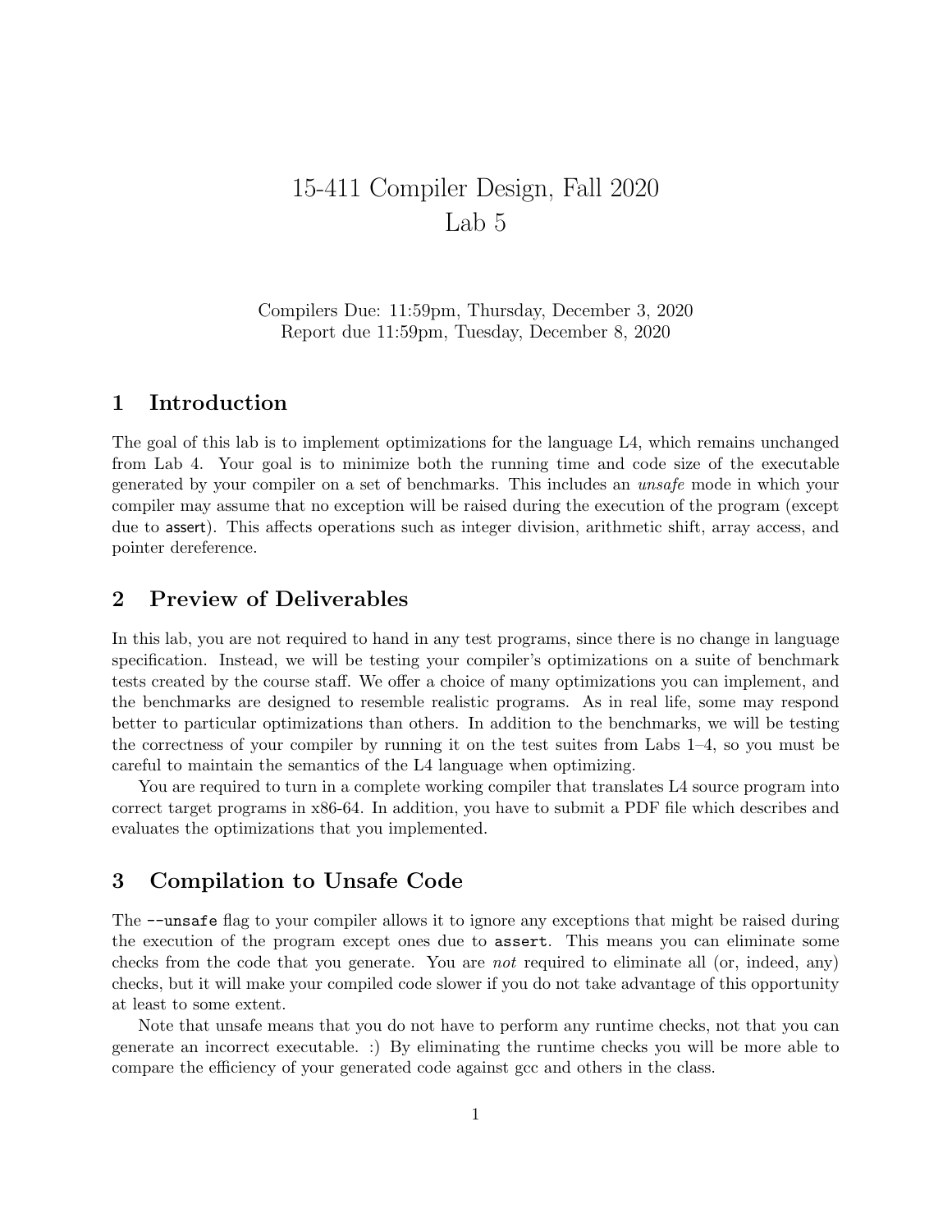# 15-411 Compiler Design, Fall 2020
# Lab 5

Compilers Due: 11:59pm, Thursday, December 3, 2020
Report due 11:59pm, Tuesday, December 8, 2020

## 1 Introduction

The goal of this lab is to implement optimizations for the language L4, which remains unchanged from Lab 4. Your goal is to minimize both the running time and code size of the executable generated by your compiler on a set of benchmarks. This includes an *unsafe* mode in which your compiler may assume that no exception will be raised during the execution of the program (except due to `assert`). This affects operations such as integer division, arithmetic shift, array access, and pointer dereference.

## 2 Preview of Deliverables

In this lab, you are not required to hand in any test programs, since there is no change in language specification. Instead, we will be testing your compiler's optimizations on a suite of benchmark tests created by the course staff. We offer a choice of many optimizations you can implement, and the benchmarks are designed to resemble realistic programs. As in real life, some may respond better to particular optimizations than others. In addition to the benchmarks, we will be testing the correctness of your compiler by running it on the test suites from Labs 1–4, so you must be careful to maintain the semantics of the L4 language when optimizing.

You are required to turn in a complete working compiler that translates L4 source program into correct target programs in x86-64. In addition, you have to submit a PDF file which describes and evaluates the optimizations that you implemented.

## 3 Compilation to Unsafe Code

The `--unsafe` flag to your compiler allows it to ignore any exceptions that might be raised during the execution of the program except ones due to `assert`. This means you can eliminate some checks from the code that you generate. You are *not* required to eliminate all (or, indeed, any) checks, but it will make your compiled code slower if you do not take advantage of this opportunity at least to some extent.

Note that unsafe means that you do not have to perform any runtime checks, not that you can generate an incorrect executable. :) By eliminating the runtime checks you will be more able to compare the efficiency of your generated code against gcc and others in the class.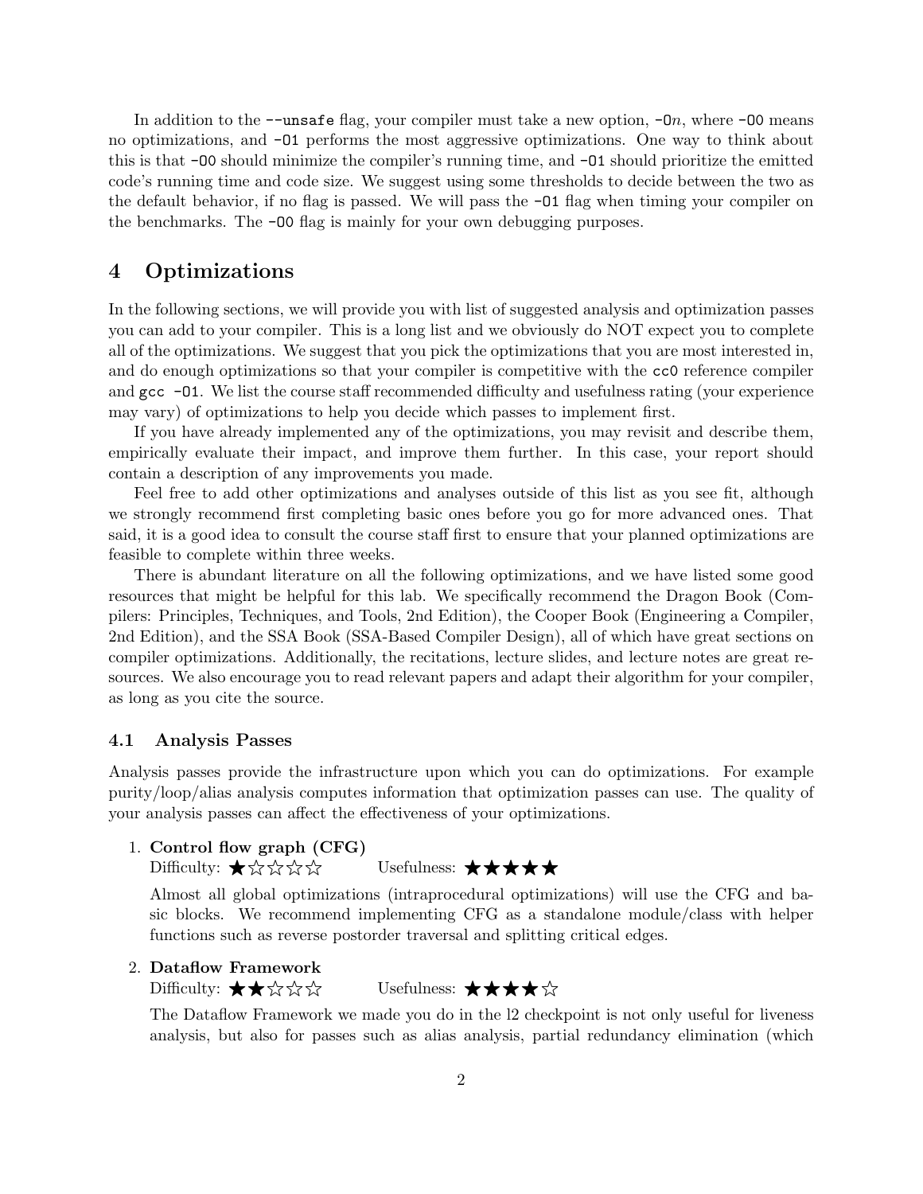In addition to the `--unsafe` flag, your compiler must take a new option, `-O`$n$, where `-O0` means no optimizations, and `-O1` performs the most aggressive optimizations. One way to think about this is that `-O0` should minimize the compiler's running time, and `-O1` should prioritize the emitted code's running time and code size. We suggest using some thresholds to decide between the two as the default behavior, if no flag is passed. We will pass the `-O1` flag when timing your compiler on the benchmarks. The `-O0` flag is mainly for your own debugging purposes.

# 4 Optimizations

In the following sections, we will provide you with list of suggested analysis and optimization passes you can add to your compiler. This is a long list and we obviously do NOT expect you to complete all of the optimizations. We suggest that you pick the optimizations that you are most interested in, and do enough optimizations so that your compiler is competitive with the `cc0` reference compiler and `gcc -O1`. We list the course staff recommended difficulty and usefulness rating (your experience may vary) of optimizations to help you decide which passes to implement first.

If you have already implemented any of the optimizations, you may revisit and describe them, empirically evaluate their impact, and improve them further. In this case, your report should contain a description of any improvements you made.

Feel free to add other optimizations and analyses outside of this list as you see fit, although we strongly recommend first completing basic ones before you go for more advanced ones. That said, it is a good idea to consult the course staff first to ensure that your planned optimizations are feasible to complete within three weeks.

There is abundant literature on all the following optimizations, and we have listed some good resources that might be helpful for this lab. We specifically recommend the Dragon Book (Compilers: Principles, Techniques, and Tools, 2nd Edition), the Cooper Book (Engineering a Compiler, 2nd Edition), and the SSA Book (SSA-Based Compiler Design), all of which have great sections on compiler optimizations. Additionally, the recitations, lecture slides, and lecture notes are great resources. We also encourage you to read relevant papers and adapt their algorithm for your compiler, as long as you cite the source.

## 4.1 Analysis Passes

Analysis passes provide the infrastructure upon which you can do optimizations. For example purity/loop/alias analysis computes information that optimization passes can use. The quality of your analysis passes can affect the effectiveness of your optimizations.

1. **Control flow graph (CFG)**
   Difficulty: ★☆☆☆☆ Usefulness: ★★★★★

   Almost all global optimizations (intraprocedural optimizations) will use the CFG and basic blocks. We recommend implementing CFG as a standalone module/class with helper functions such as reverse postorder traversal and splitting critical edges.

2. **Dataflow Framework**
   Difficulty: ★★☆☆☆ Usefulness: ★★★★☆

   The Dataflow Framework we made you do in the l2 checkpoint is not only useful for liveness analysis, but also for passes such as alias analysis, partial redundancy elimination (which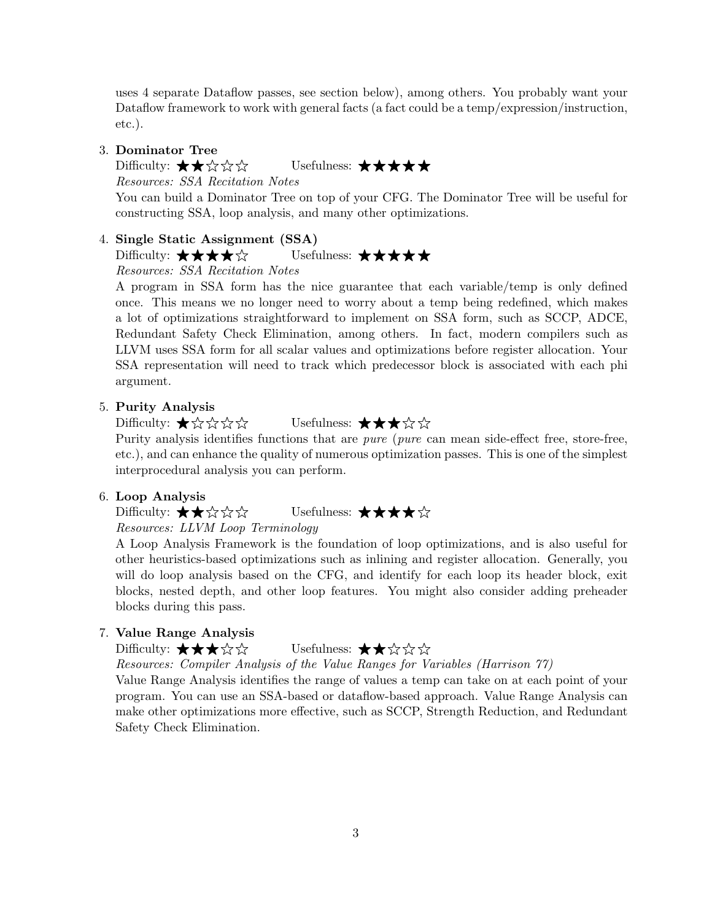uses 4 separate Dataflow passes, see section below), among others. You probably want your Dataflow framework to work with general facts (a fact could be a temp/expression/instruction, etc.).

3. **Dominator Tree**
   Difficulty: ★★☆☆☆ Usefulness: ★★★★★
   *Resources: SSA Recitation Notes*
   You can build a Dominator Tree on top of your CFG. The Dominator Tree will be useful for constructing SSA, loop analysis, and many other optimizations.

4. **Single Static Assignment (SSA)**
   Difficulty: ★★★★☆ Usefulness: ★★★★★
   *Resources: SSA Recitation Notes*
   A program in SSA form has the nice guarantee that each variable/temp is only defined once. This means we no longer need to worry about a temp being redefined, which makes a lot of optimizations straightforward to implement on SSA form, such as SCCP, ADCE, Redundant Safety Check Elimination, among others. In fact, modern compilers such as LLVM uses SSA form for all scalar values and optimizations before register allocation. Your SSA representation will need to track which predecessor block is associated with each phi argument.

5. **Purity Analysis**
   Difficulty: ★☆☆☆☆ Usefulness: ★★★☆☆
   Purity analysis identifies functions that are *pure* (*pure* can mean side-effect free, store-free, etc.), and can enhance the quality of numerous optimization passes. This is one of the simplest interprocedural analysis you can perform.

6. **Loop Analysis**
   Difficulty: ★★☆☆☆ Usefulness: ★★★★☆
   *Resources: LLVM Loop Terminology*
   A Loop Analysis Framework is the foundation of loop optimizations, and is also useful for other heuristics-based optimizations such as inlining and register allocation. Generally, you will do loop analysis based on the CFG, and identify for each loop its header block, exit blocks, nested depth, and other loop features. You might also consider adding preheader blocks during this pass.

7. **Value Range Analysis**
   Difficulty: ★★★☆☆ Usefulness: ★★☆☆☆
   *Resources: Compiler Analysis of the Value Ranges for Variables (Harrison 77)*
   Value Range Analysis identifies the range of values a temp can take on at each point of your program. You can use an SSA-based or dataflow-based approach. Value Range Analysis can make other optimizations more effective, such as SCCP, Strength Reduction, and Redundant Safety Check Elimination.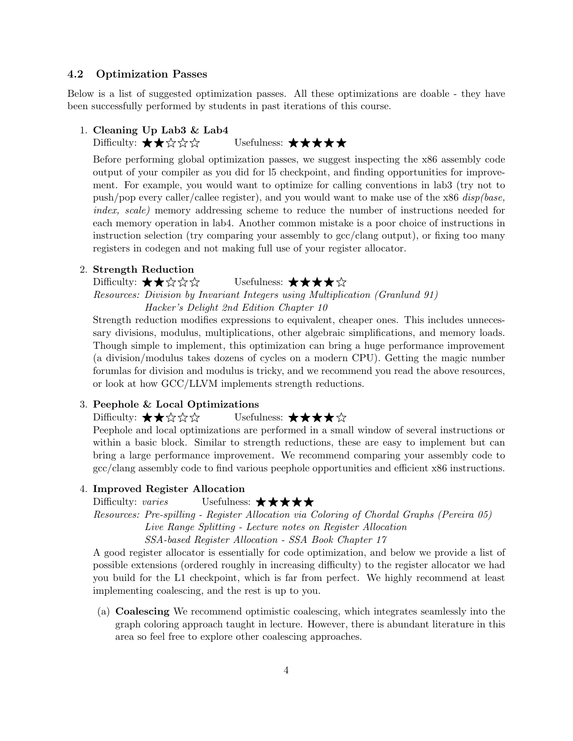### 4.2 Optimization Passes

Below is a list of suggested optimization passes. All these optimizations are doable - they have been successfully performed by students in past iterations of this course.

1. **Cleaning Up Lab3 & Lab4**
   Difficulty: ★★☆☆☆ Usefulness: ★★★★★

   Before performing global optimization passes, we suggest inspecting the x86 assembly code output of your compiler as you did for l5 checkpoint, and finding opportunities for improvement. For example, you would want to optimize for calling conventions in lab3 (try not to push/pop every caller/callee register), and you would want to make use of the x86 *disp(base, index, scale)* memory addressing scheme to reduce the number of instructions needed for each memory operation in lab4. Another common mistake is a poor choice of instructions in instruction selection (try comparing your assembly to gcc/clang output), or fixing too many registers in codegen and not making full use of your register allocator.

2. **Strength Reduction**
   Difficulty: ★★☆☆☆ Usefulness: ★★★★☆
   *Resources: Division by Invariant Integers using Multiplication (Granlund 91)*
   *Hacker's Delight 2nd Edition Chapter 10*

   Strength reduction modifies expressions to equivalent, cheaper ones. This includes unnecessary divisions, modulus, multiplications, other algebraic simplifications, and memory loads. Though simple to implement, this optimization can bring a huge performance improvement (a division/modulus takes dozens of cycles on a modern CPU). Getting the magic number forumlas for division and modulus is tricky, and we recommend you read the above resources, or look at how GCC/LLVM implements strength reductions.

3. **Peephole & Local Optimizations**
   Difficulty: ★★☆☆☆ Usefulness: ★★★★☆

   Peephole and local optimizations are performed in a small window of several instructions or within a basic block. Similar to strength reductions, these are easy to implement but can bring a large performance improvement. We recommend comparing your assembly code to gcc/clang assembly code to find various peephole opportunities and efficient x86 instructions.

4. **Improved Register Allocation**
   Difficulty: *varies* Usefulness: ★★★★★
   *Resources: Pre-spilling - Register Allocation via Coloring of Chordal Graphs (Pereira 05)*
   *Live Range Splitting - Lecture notes on Register Allocation*
   *SSA-based Register Allocation - SSA Book Chapter 17*

   A good register allocator is essentially for code optimization, and below we provide a list of possible extensions (ordered roughly in increasing difficulty) to the register allocator we had you build for the L1 checkpoint, which is far from perfect. We highly recommend at least implementing coalescing, and the rest is up to you.

   (a) **Coalescing** We recommend optimistic coalescing, which integrates seamlessly into the graph coloring approach taught in lecture. However, there is abundant literature in this area so feel free to explore other coalescing approaches.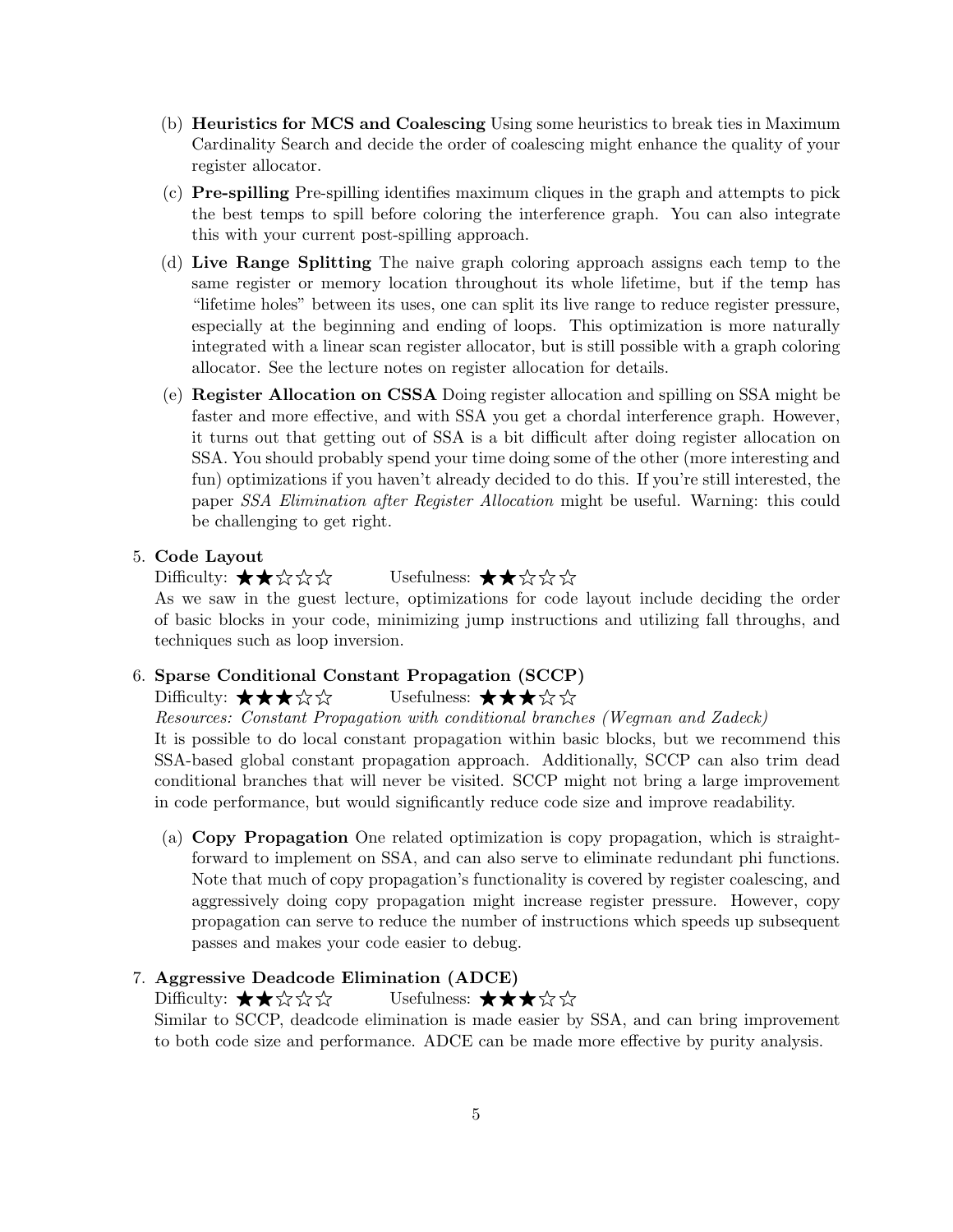(b) **Heuristics for MCS and Coalescing** Using some heuristics to break ties in Maximum Cardinality Search and decide the order of coalescing might enhance the quality of your register allocator.

(c) **Pre-spilling** Pre-spilling identifies maximum cliques in the graph and attempts to pick the best temps to spill before coloring the interference graph. You can also integrate this with your current post-spilling approach.

(d) **Live Range Splitting** The naive graph coloring approach assigns each temp to the same register or memory location throughout its whole lifetime, but if the temp has "lifetime holes" between its uses, one can split its live range to reduce register pressure, especially at the beginning and ending of loops. This optimization is more naturally integrated with a linear scan register allocator, but is still possible with a graph coloring allocator. See the lecture notes on register allocation for details.

(e) **Register Allocation on CSSA** Doing register allocation and spilling on SSA might be faster and more effective, and with SSA you get a chordal interference graph. However, it turns out that getting out of SSA is a bit difficult after doing register allocation on SSA. You should probably spend your time doing some of the other (more interesting and fun) optimizations if you haven't already decided to do this. If you're still interested, the paper *SSA Elimination after Register Allocation* might be useful. Warning: this could be challenging to get right.

5. **Code Layout**
   Difficulty: ★★☆☆☆ Usefulness: ★★☆☆☆
   As we saw in the guest lecture, optimizations for code layout include deciding the order of basic blocks in your code, minimizing jump instructions and utilizing fall throughs, and techniques such as loop inversion.

6. **Sparse Conditional Constant Propagation (SCCP)**
   Difficulty: ★★★☆☆ Usefulness: ★★★☆☆
   *Resources: Constant Propagation with conditional branches (Wegman and Zadeck)*
   It is possible to do local constant propagation within basic blocks, but we recommend this SSA-based global constant propagation approach. Additionally, SCCP can also trim dead conditional branches that will never be visited. SCCP might not bring a large improvement in code performance, but would significantly reduce code size and improve readability.

   (a) **Copy Propagation** One related optimization is copy propagation, which is straightforward to implement on SSA, and can also serve to eliminate redundant phi functions. Note that much of copy propagation's functionality is covered by register coalescing, and aggressively doing copy propagation might increase register pressure. However, copy propagation can serve to reduce the number of instructions which speeds up subsequent passes and makes your code easier to debug.

7. **Aggressive Deadcode Elimination (ADCE)**
   Difficulty: ★★☆☆☆ Usefulness: ★★★☆☆
   Similar to SCCP, deadcode elimination is made easier by SSA, and can bring improvement to both code size and performance. ADCE can be made more effective by purity analysis.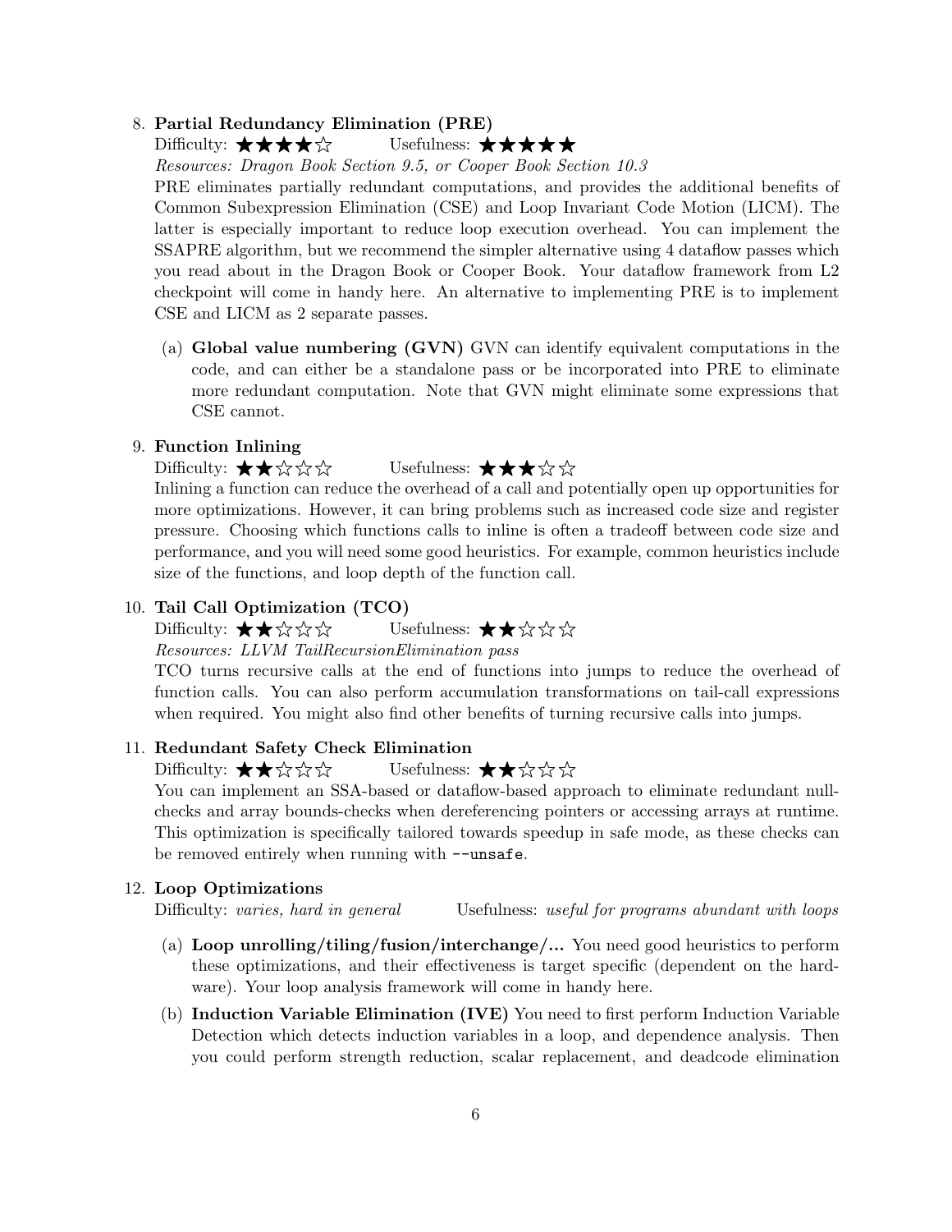8. **Partial Redundancy Elimination (PRE)**
   Difficulty: ★★★★☆ Usefulness: ★★★★★
   *Resources: Dragon Book Section 9.5, or Cooper Book Section 10.3*
   PRE eliminates partially redundant computations, and provides the additional benefits of Common Subexpression Elimination (CSE) and Loop Invariant Code Motion (LICM). The latter is especially important to reduce loop execution overhead. You can implement the SSAPRE algorithm, but we recommend the simpler alternative using 4 dataflow passes which you read about in the Dragon Book or Cooper Book. Your dataflow framework from L2 checkpoint will come in handy here. An alternative to implementing PRE is to implement CSE and LICM as 2 separate passes.

   (a) **Global value numbering (GVN)** GVN can identify equivalent computations in the code, and can either be a standalone pass or be incorporated into PRE to eliminate more redundant computation. Note that GVN might eliminate some expressions that CSE cannot.

9. **Function Inlining**
   Difficulty: ★★☆☆☆ Usefulness: ★★★☆☆
   Inlining a function can reduce the overhead of a call and potentially open up opportunities for more optimizations. However, it can bring problems such as increased code size and register pressure. Choosing which functions calls to inline is often a tradeoff between code size and performance, and you will need some good heuristics. For example, common heuristics include size of the functions, and loop depth of the function call.

10. **Tail Call Optimization (TCO)**
    Difficulty: ★★☆☆☆ Usefulness: ★★☆☆☆
    *Resources: LLVM TailRecursionElimination pass*
    TCO turns recursive calls at the end of functions into jumps to reduce the overhead of function calls. You can also perform accumulation transformations on tail-call expressions when required. You might also find other benefits of turning recursive calls into jumps.

11. **Redundant Safety Check Elimination**
    Difficulty: ★★☆☆☆ Usefulness: ★★☆☆☆
    You can implement an SSA-based or dataflow-based approach to eliminate redundant null-checks and array bounds-checks when dereferencing pointers or accessing arrays at runtime. This optimization is specifically tailored towards speedup in safe mode, as these checks can be removed entirely when running with `--unsafe`.

12. **Loop Optimizations**
    Difficulty: *varies, hard in general* Usefulness: *useful for programs abundant with loops*

    (a) **Loop unrolling/tiling/fusion/interchange/...** You need good heuristics to perform these optimizations, and their effectiveness is target specific (dependent on the hardware). Your loop analysis framework will come in handy here.

    (b) **Induction Variable Elimination (IVE)** You need to first perform Induction Variable Detection which detects induction variables in a loop, and dependence analysis. Then you could perform strength reduction, scalar replacement, and deadcode elimination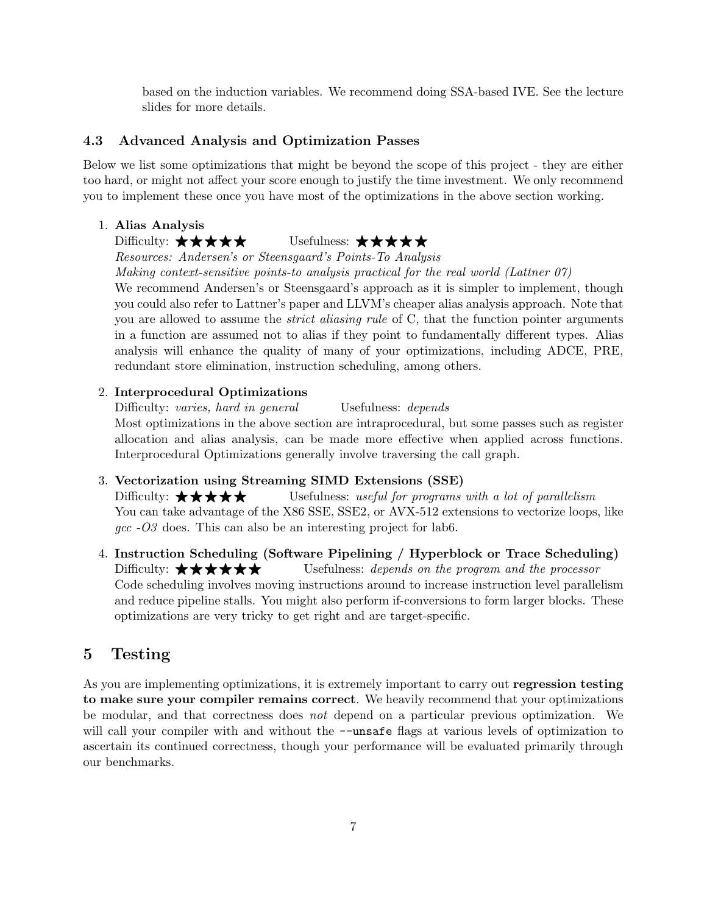based on the induction variables. We recommend doing SSA-based IVE. See the lecture slides for more details.

### 4.3 Advanced Analysis and Optimization Passes

Below we list some optimizations that might be beyond the scope of this project - they are either too hard, or might not affect your score enough to justify the time investment. We only recommend you to implement these once you have most of the optimizations in the above section working.

1. **Alias Analysis**
   Difficulty: ★★★★★ Usefulness: ★★★★★
   *Resources: Andersen's or Steensgaard's Points-To Analysis*
   *Making context-sensitive points-to analysis practical for the real world (Lattner 07)*
   We recommend Andersen's or Steensgaard's approach as it is simpler to implement, though you could also refer to Lattner's paper and LLVM's cheaper alias analysis approach. Note that you are allowed to assume the *strict aliasing rule* of C, that the function pointer arguments in a function are assumed not to alias if they point to fundamentally different types. Alias analysis will enhance the quality of many of your optimizations, including ADCE, PRE, redundant store elimination, instruction scheduling, among others.

2. **Interprocedural Optimizations**
   Difficulty: *varies, hard in general* Usefulness: *depends*
   Most optimizations in the above section are intraprocedural, but some passes such as register allocation and alias analysis, can be made more effective when applied across functions. Interprocedural Optimizations generally involve traversing the call graph.

3. **Vectorization using Streaming SIMD Extensions (SSE)**
   Difficulty: ★★★★★ Usefulness: *useful for programs with a lot of parallelism*
   You can take advantage of the X86 SSE, SSE2, or AVX-512 extensions to vectorize loops, like *gcc -O3* does. This can also be an interesting project for lab6.

4. **Instruction Scheduling (Software Pipelining / Hyperblock or Trace Scheduling)**
   Difficulty: ★★★★★★ Usefulness: *depends on the program and the processor*
   Code scheduling involves moving instructions around to increase instruction level parallelism and reduce pipeline stalls. You might also perform if-conversions to form larger blocks. These optimizations are very tricky to get right and are target-specific.

## 5 Testing

As you are implementing optimizations, it is extremely important to carry out **regression testing to make sure your compiler remains correct**. We heavily recommend that your optimizations be modular, and that correctness does *not* depend on a particular previous optimization. We will call your compiler with and without the `--unsafe` flags at various levels of optimization to ascertain its continued correctness, though your performance will be evaluated primarily through our benchmarks.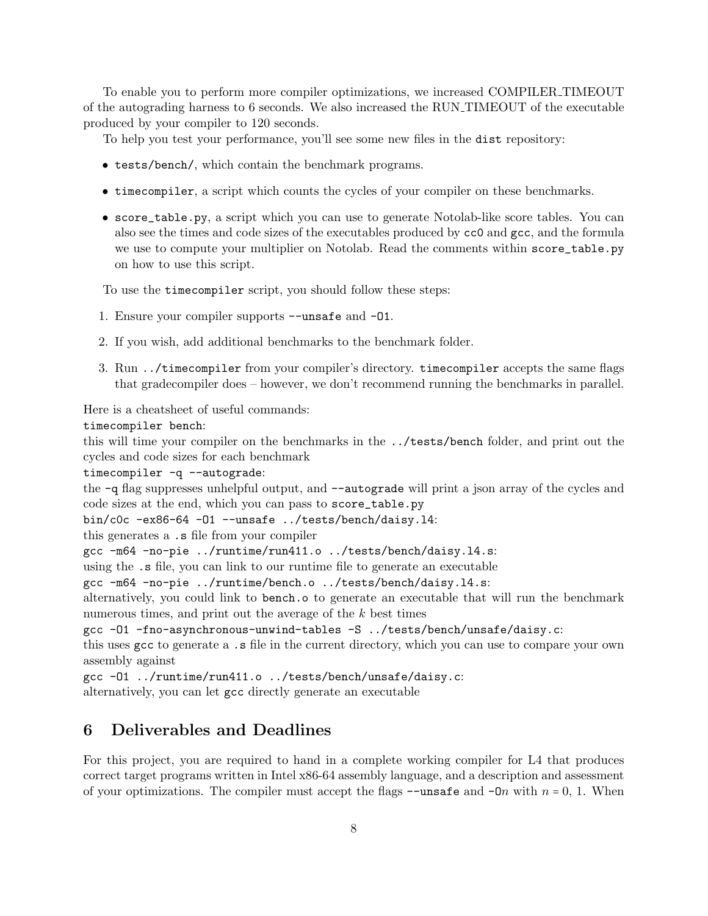To enable you to perform more compiler optimizations, we increased COMPILER_TIMEOUT of the autograding harness to 6 seconds. We also increased the RUN_TIMEOUT of the executable produced by your compiler to 120 seconds.

To help you test your performance, you'll see some new files in the `dist` repository:

- `tests/bench/`, which contain the benchmark programs.
- `timecompiler`, a script which counts the cycles of your compiler on these benchmarks.
- `score_table.py`, a script which you can use to generate Notolab-like score tables. You can also see the times and code sizes of the executables produced by `cc0` and `gcc`, and the formula we use to compute your multiplier on Notolab. Read the comments within `score_table.py` on how to use this script.

To use the `timecompiler` script, you should follow these steps:

1. Ensure your compiler supports `--unsafe` and `-O1`.
2. If you wish, add additional benchmarks to the benchmark folder.
3. Run `../timecompiler` from your compiler's directory. `timecompiler` accepts the same flags that gradecompiler does – however, we don't recommend running the benchmarks in parallel.

Here is a cheatsheet of useful commands:

`timecompiler bench`:
this will time your compiler on the benchmarks in the `../tests/bench` folder, and print out the cycles and code sizes for each benchmark

`timecompiler -q --autograde`:
the `-q` flag suppresses unhelpful output, and `--autograde` will print a json array of the cycles and code sizes at the end, which you can pass to `score_table.py`

`bin/c0c -ex86-64 -O1 --unsafe ../tests/bench/daisy.l4`:
this generates a `.s` file from your compiler

`gcc -m64 -no-pie ../runtime/run411.o ../tests/bench/daisy.l4.s`:
using the `.s` file, you can link to our runtime file to generate an executable

`gcc -m64 -no-pie ../runtime/bench.o ../tests/bench/daisy.l4.s`:
alternatively, you could link to `bench.o` to generate an executable that will run the benchmark numerous times, and print out the average of the $k$ best times

`gcc -O1 -fno-asynchronous-unwind-tables -S ../tests/bench/unsafe/daisy.c`:
this uses `gcc` to generate a `.s` file in the current directory, which you can use to compare your own assembly against

`gcc -O1 ../runtime/run411.o ../tests/bench/unsafe/daisy.c`:
alternatively, you can let `gcc` directly generate an executable

## 6 Deliverables and Deadlines

For this project, you are required to hand in a complete working compiler for L4 that produces correct target programs written in Intel x86-64 assembly language, and a description and assessment of your optimizations. The compiler must accept the flags `--unsafe` and `-O`$n$ with $n = 0, 1$. When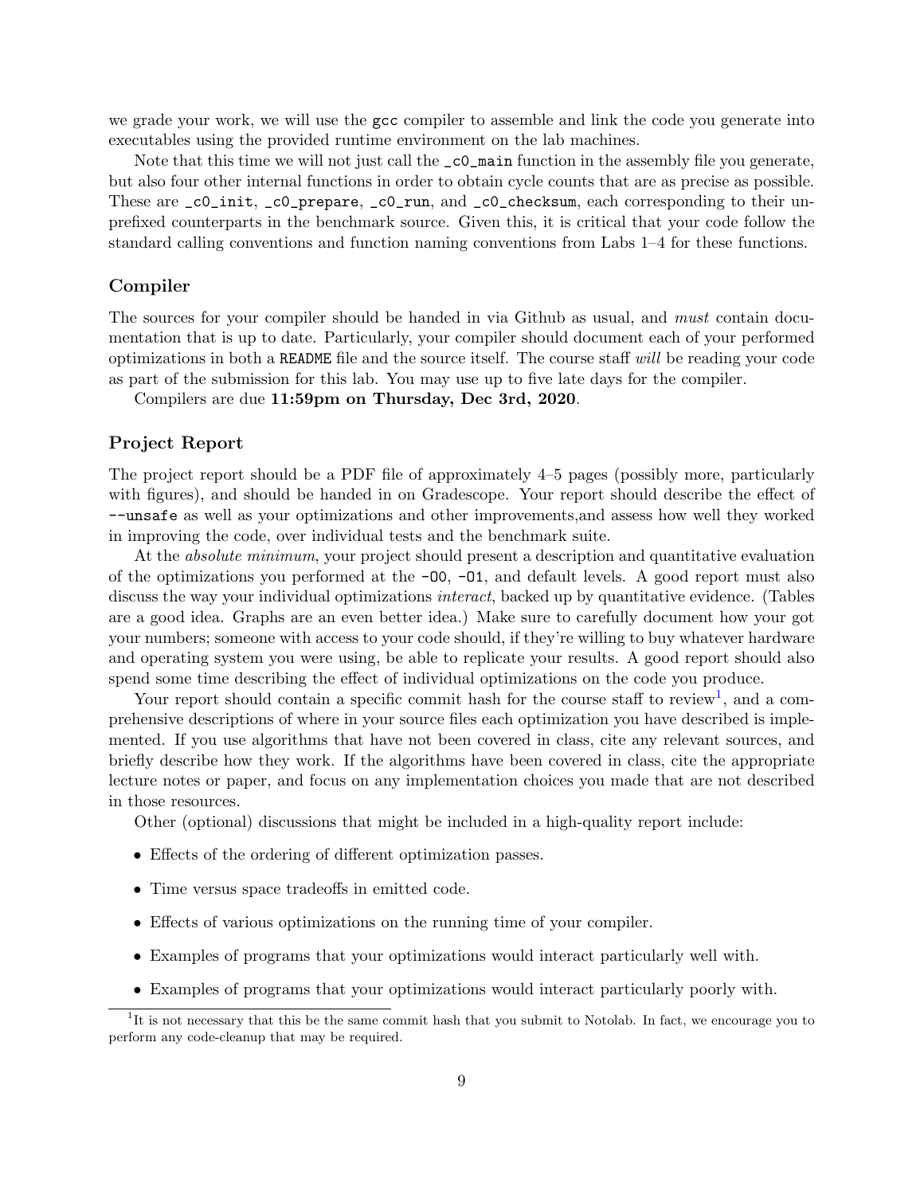we grade your work, we will use the gcc compiler to assemble and link the code you generate into executables using the provided runtime environment on the lab machines.

Note that this time we will not just call the `_c0_main` function in the assembly file you generate, but also four other internal functions in order to obtain cycle counts that are as precise as possible. These are `_c0_init`, `_c0_prepare`, `_c0_run`, and `_c0_checksum`, each corresponding to their unprefixed counterparts in the benchmark source. Given this, it is critical that your code follow the standard calling conventions and function naming conventions from Labs 1–4 for these functions.

### Compiler

The sources for your compiler should be handed in via Github as usual, and *must* contain documentation that is up to date. Particularly, your compiler should document each of your performed optimizations in both a `README` file and the source itself. The course staff *will* be reading your code as part of the submission for this lab. You may use up to five late days for the compiler.

Compilers are due **11:59pm on Thursday, Dec 3rd, 2020**.

### Project Report

The project report should be a PDF file of approximately 4–5 pages (possibly more, particularly with figures), and should be handed in on Gradescope. Your report should describe the effect of `--unsafe` as well as your optimizations and other improvements,and assess how well they worked in improving the code, over individual tests and the benchmark suite.

At the *absolute minimum*, your project should present a description and quantitative evaluation of the optimizations you performed at the `-O0`, `-O1`, and default levels. A good report must also discuss the way your individual optimizations *interact*, backed up by quantitative evidence. (Tables are a good idea. Graphs are an even better idea.) Make sure to carefully document how your got your numbers; someone with access to your code should, if they're willing to buy whatever hardware and operating system you were using, be able to replicate your results. A good report should also spend some time describing the effect of individual optimizations on the code you produce.

Your report should contain a specific commit hash for the course staff to review[1], and a comprehensive descriptions of where in your source files each optimization you have described is implemented. If you use algorithms that have not been covered in class, cite any relevant sources, and briefly describe how they work. If the algorithms have been covered in class, cite the appropriate lecture notes or paper, and focus on any implementation choices you made that are not described in those resources.

Other (optional) discussions that might be included in a high-quality report include:

- Effects of the ordering of different optimization passes.
- Time versus space tradeoffs in emitted code.
- Effects of various optimizations on the running time of your compiler.
- Examples of programs that your optimizations would interact particularly well with.
- Examples of programs that your optimizations would interact particularly poorly with.

[1] It is not necessary that this be the same commit hash that you submit to Notolab. In fact, we encourage you to perform any code-cleanup that may be required.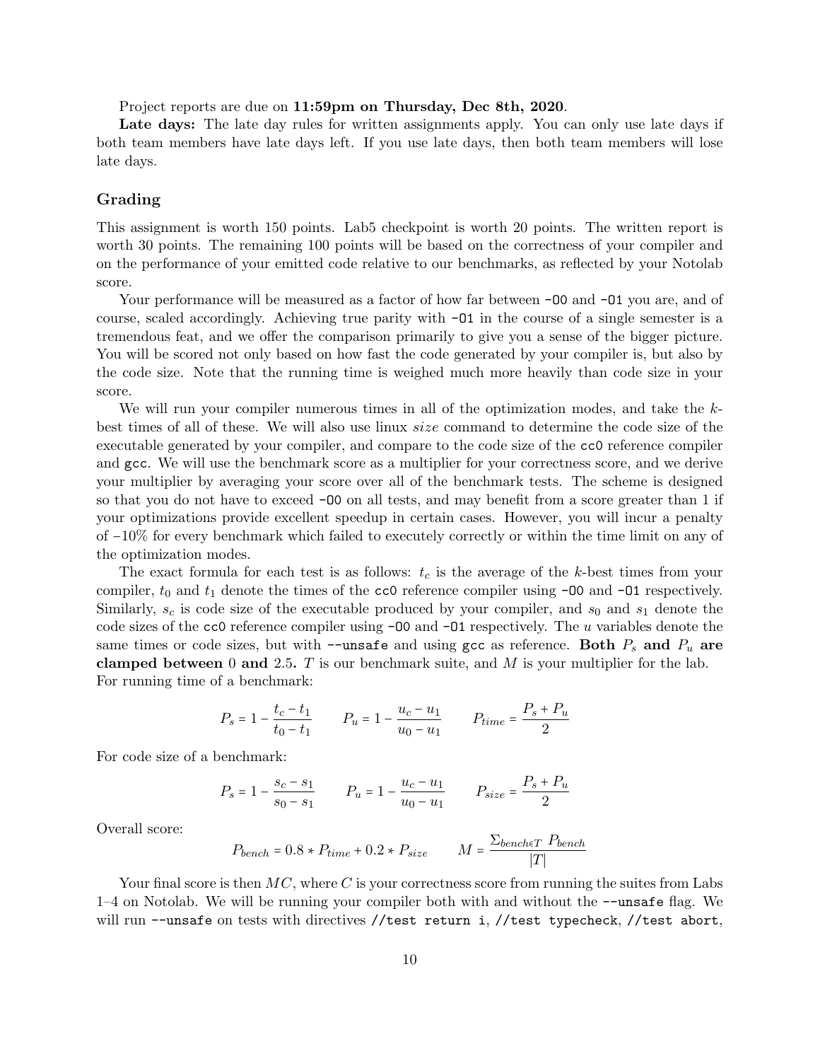Project reports are due on **11:59pm on Thursday, Dec 8th, 2020**.

**Late days:** The late day rules for written assignments apply. You can only use late days if both team members have late days left. If you use late days, then both team members will lose late days.

### Grading

This assignment is worth 150 points. Lab5 checkpoint is worth 20 points. The written report is worth 30 points. The remaining 100 points will be based on the correctness of your compiler and on the performance of your emitted code relative to our benchmarks, as reflected by your Notolab score.

Your performance will be measured as a factor of how far between `-O0` and `-O1` you are, and of course, scaled accordingly. Achieving true parity with `-O1` in the course of a single semester is a tremendous feat, and we offer the comparison primarily to give you a sense of the bigger picture. You will be scored not only based on how fast the code generated by your compiler is, but also by the code size. Note that the running time is weighed much more heavily than code size in your score.

We will run your compiler numerous times in all of the optimization modes, and take the $k$-best times of all of these. We will also use linux *size* command to determine the code size of the executable generated by your compiler, and compare to the code size of the `cc0` reference compiler and `gcc`. We will use the benchmark score as a multiplier for your correctness score, and we derive your multiplier by averaging your score over all of the benchmark tests. The scheme is designed so that you do not have to exceed `-O0` on all tests, and may benefit from a score greater than 1 if your optimizations provide excellent speedup in certain cases. However, you will incur a penalty of $-10\%$ for every benchmark which failed to executely correctly or within the time limit on any of the optimization modes.

The exact formula for each test is as follows: $t_c$ is the average of the $k$-best times from your compiler, $t_0$ and $t_1$ denote the times of the `cc0` reference compiler using `-O0` and `-O1` respectively. Similarly, $s_c$ is code size of the executable produced by your compiler, and $s_0$ and $s_1$ denote the code sizes of the `cc0` reference compiler using `-O0` and `-O1` respectively. The $u$ variables denote the same times or code sizes, but with `--unsafe` and using `gcc` as reference. **Both $P_s$ and $P_u$ are clamped between 0 and 2.5.** $T$ is our benchmark suite, and $M$ is your multiplier for the lab.

For running time of a benchmark:

$$P_s = 1 - \frac{t_c - t_1}{t_0 - t_1} \qquad P_u = 1 - \frac{u_c - u_1}{u_0 - u_1} \qquad P_{time} = \frac{P_s + P_u}{2}$$

For code size of a benchmark:

$$P_s = 1 - \frac{s_c - s_1}{s_0 - s_1} \qquad P_u = 1 - \frac{u_c - u_1}{u_0 - u_1} \qquad P_{size} = \frac{P_s + P_u}{2}$$

Overall score:

$$P_{bench} = 0.8 * P_{time} + 0.2 * P_{size} \qquad M = \frac{\Sigma_{bench \in T}\ P_{bench}}{|T|}$$

Your final score is then $MC$, where $C$ is your correctness score from running the suites from Labs 1–4 on Notolab. We will be running your compiler both with and without the `--unsafe` flag. We will run `--unsafe` on tests with directives `//test return i`, `//test typecheck`, `//test abort`,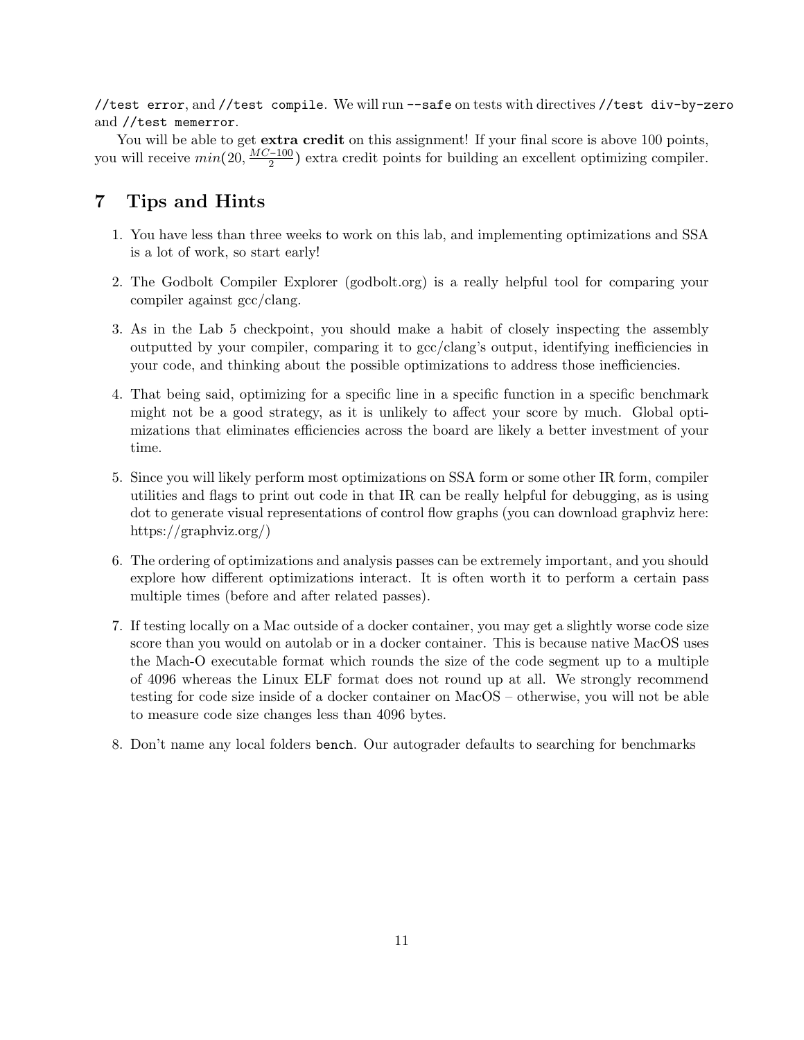`//test error`, and `//test compile`. We will run `--safe` on tests with directives `//test div-by-zero` and `//test memerror`.

You will be able to get **extra credit** on this assignment! If your final score is above 100 points, you will receive $min(20, \frac{MC-100}{2})$ extra credit points for building an excellent optimizing compiler.

# 7 Tips and Hints

1. You have less than three weeks to work on this lab, and implementing optimizations and SSA is a lot of work, so start early!
2. The Godbolt Compiler Explorer (godbolt.org) is a really helpful tool for comparing your compiler against gcc/clang.
3. As in the Lab 5 checkpoint, you should make a habit of closely inspecting the assembly outputted by your compiler, comparing it to gcc/clang's output, identifying inefficiencies in your code, and thinking about the possible optimizations to address those inefficiencies.
4. That being said, optimizing for a specific line in a specific function in a specific benchmark might not be a good strategy, as it is unlikely to affect your score by much. Global optimizations that eliminates efficiencies across the board are likely a better investment of your time.
5. Since you will likely perform most optimizations on SSA form or some other IR form, compiler utilities and flags to print out code in that IR can be really helpful for debugging, as is using dot to generate visual representations of control flow graphs (you can download graphviz here: https://graphviz.org/)
6. The ordering of optimizations and analysis passes can be extremely important, and you should explore how different optimizations interact. It is often worth it to perform a certain pass multiple times (before and after related passes).
7. If testing locally on a Mac outside of a docker container, you may get a slightly worse code size score than you would on autolab or in a docker container. This is because native MacOS uses the Mach-O executable format which rounds the size of the code segment up to a multiple of 4096 whereas the Linux ELF format does not round up at all. We strongly recommend testing for code size inside of a docker container on MacOS – otherwise, you will not be able to measure code size changes less than 4096 bytes.
8. Don't name any local folders `bench`. Our autograder defaults to searching for benchmarks